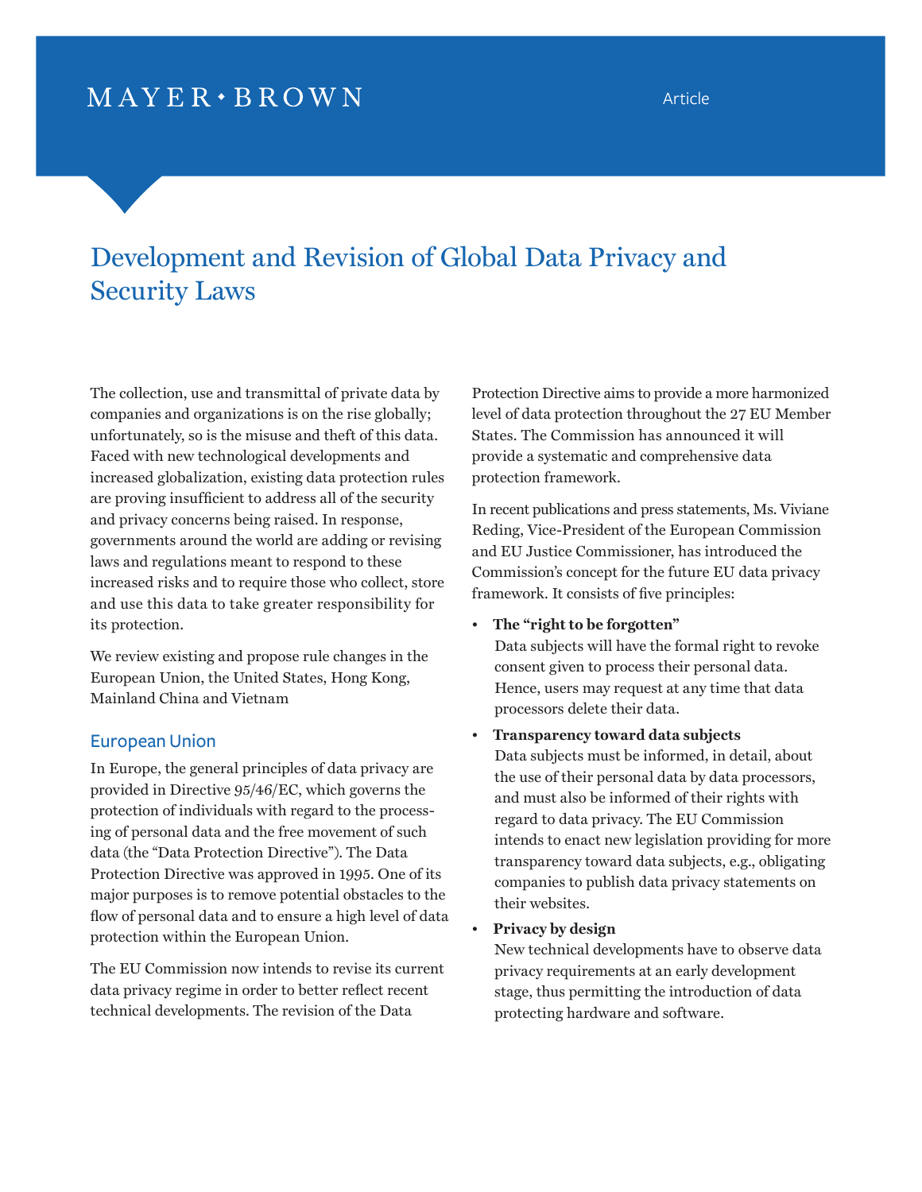MAYER • BROWN

Article

# Development and Revision of Global Data Privacy and Security Laws

The collection, use and transmittal of private data by companies and organizations is on the rise globally; unfortunately, so is the misuse and theft of this data. Faced with new technological developments and increased globalization, existing data protection rules are proving insufficient to address all of the security and privacy concerns being raised. In response, governments around the world are adding or revising laws and regulations meant to respond to these increased risks and to require those who collect, store and use this data to take greater responsibility for its protection.

We review existing and propose rule changes in the European Union, the United States, Hong Kong, Mainland China and Vietnam

## European Union

In Europe, the general principles of data privacy are provided in Directive 95/46/EC, which governs the protection of individuals with regard to the processing of personal data and the free movement of such data (the "Data Protection Directive"). The Data Protection Directive was approved in 1995. One of its major purposes is to remove potential obstacles to the flow of personal data and to ensure a high level of data protection within the European Union.

The EU Commission now intends to revise its current data privacy regime in order to better reflect recent technical developments. The revision of the Data Protection Directive aims to provide a more harmonized level of data protection throughout the 27 EU Member States. The Commission has announced it will provide a systematic and comprehensive data protection framework.

In recent publications and press statements, Ms. Viviane Reding, Vice-President of the European Commission and EU Justice Commissioner, has introduced the Commission's concept for the future EU data privacy framework. It consists of five principles:

- **The "right to be forgotten"**
  Data subjects will have the formal right to revoke consent given to process their personal data. Hence, users may request at any time that data processors delete their data.
- **Transparency toward data subjects**
  Data subjects must be informed, in detail, about the use of their personal data by data processors, and must also be informed of their rights with regard to data privacy. The EU Commission intends to enact new legislation providing for more transparency toward data subjects, e.g., obligating companies to publish data privacy statements on their websites.
- **Privacy by design**
  New technical developments have to observe data privacy requirements at an early development stage, thus permitting the introduction of data protecting hardware and software.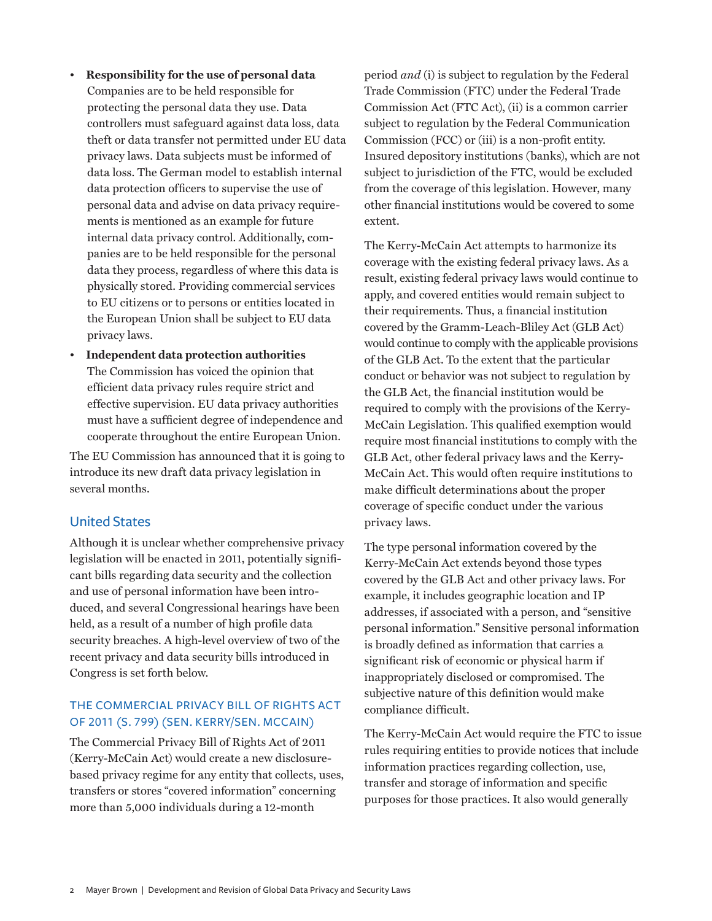- **Responsibility for the use of personal data** Companies are to be held responsible for protecting the personal data they use. Data controllers must safeguard against data loss, data theft or data transfer not permitted under EU data privacy laws. Data subjects must be informed of data loss. The German model to establish internal data protection officers to supervise the use of personal data and advise on data privacy requirements is mentioned as an example for future internal data privacy control. Additionally, companies are to be held responsible for the personal data they process, regardless of where this data is physically stored. Providing commercial services to EU citizens or to persons or entities located in the European Union shall be subject to EU data privacy laws.
- **Independent data protection authorities** The Commission has voiced the opinion that efficient data privacy rules require strict and effective supervision. EU data privacy authorities must have a sufficient degree of independence and cooperate throughout the entire European Union.

The EU Commission has announced that it is going to introduce its new draft data privacy legislation in several months.

## United States

Although it is unclear whether comprehensive privacy legislation will be enacted in 2011, potentially significant bills regarding data security and the collection and use of personal information have been introduced, and several Congressional hearings have been held, as a result of a number of high profile data security breaches. A high-level overview of two of the recent privacy and data security bills introduced in Congress is set forth below.

### THE COMMERCIAL PRIVACY BILL OF RIGHTS ACT OF 2011 (S. 799) (SEN. KERRY/SEN. MCCAIN)

The Commercial Privacy Bill of Rights Act of 2011 (Kerry-McCain Act) would create a new disclosure-based privacy regime for any entity that collects, uses, transfers or stores "covered information" concerning more than 5,000 individuals during a 12-month period *and* (i) is subject to regulation by the Federal Trade Commission (FTC) under the Federal Trade Commission Act (FTC Act), (ii) is a common carrier subject to regulation by the Federal Communication Commission (FCC) or (iii) is a non-profit entity. Insured depository institutions (banks), which are not subject to jurisdiction of the FTC, would be excluded from the coverage of this legislation. However, many other financial institutions would be covered to some extent.

The Kerry-McCain Act attempts to harmonize its coverage with the existing federal privacy laws. As a result, existing federal privacy laws would continue to apply, and covered entities would remain subject to their requirements. Thus, a financial institution covered by the Gramm-Leach-Bliley Act (GLB Act) would continue to comply with the applicable provisions of the GLB Act. To the extent that the particular conduct or behavior was not subject to regulation by the GLB Act, the financial institution would be required to comply with the provisions of the Kerry-McCain Legislation. This qualified exemption would require most financial institutions to comply with the GLB Act, other federal privacy laws and the Kerry-McCain Act. This would often require institutions to make difficult determinations about the proper coverage of specific conduct under the various privacy laws.

The type personal information covered by the Kerry-McCain Act extends beyond those types covered by the GLB Act and other privacy laws. For example, it includes geographic location and IP addresses, if associated with a person, and "sensitive personal information." Sensitive personal information is broadly defined as information that carries a significant risk of economic or physical harm if inappropriately disclosed or compromised. The subjective nature of this definition would make compliance difficult.

The Kerry-McCain Act would require the FTC to issue rules requiring entities to provide notices that include information practices regarding collection, use, transfer and storage of information and specific purposes for those practices. It also would generally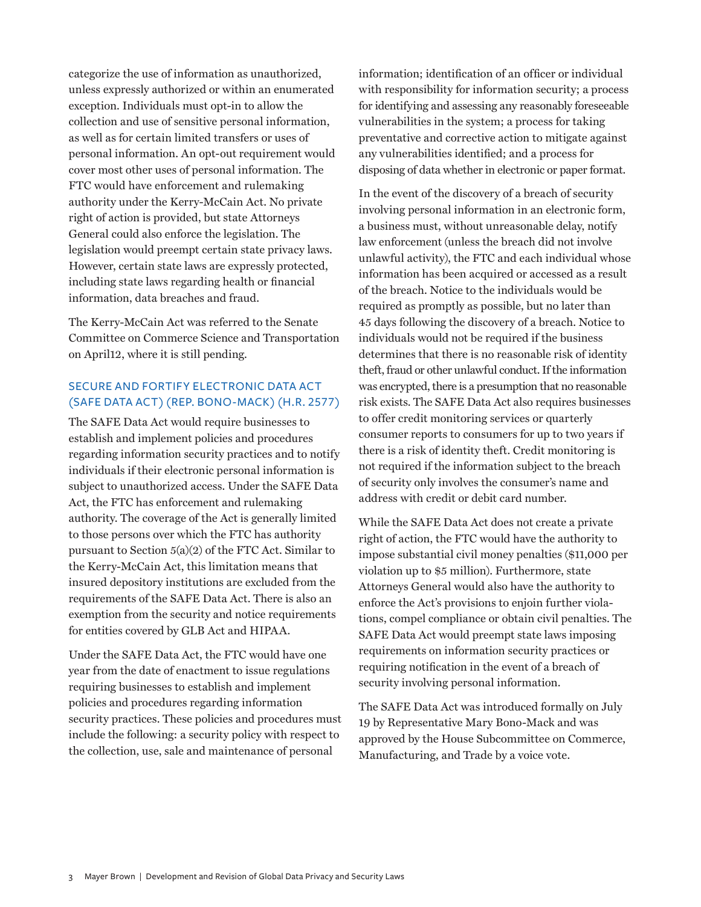categorize the use of information as unauthorized, unless expressly authorized or within an enumerated exception. Individuals must opt-in to allow the collection and use of sensitive personal information, as well as for certain limited transfers or uses of personal information. An opt-out requirement would cover most other uses of personal information. The FTC would have enforcement and rulemaking authority under the Kerry-McCain Act. No private right of action is provided, but state Attorneys General could also enforce the legislation. The legislation would preempt certain state privacy laws. However, certain state laws are expressly protected, including state laws regarding health or financial information, data breaches and fraud.

The Kerry-McCain Act was referred to the Senate Committee on Commerce Science and Transportation on April12, where it is still pending.

### SECURE AND FORTIFY ELECTRONIC DATA ACT (SAFE DATA ACT) (REP. BONO-MACK) (H.R. 2577)

The SAFE Data Act would require businesses to establish and implement policies and procedures regarding information security practices and to notify individuals if their electronic personal information is subject to unauthorized access. Under the SAFE Data Act, the FTC has enforcement and rulemaking authority. The coverage of the Act is generally limited to those persons over which the FTC has authority pursuant to Section 5(a)(2) of the FTC Act. Similar to the Kerry-McCain Act, this limitation means that insured depository institutions are excluded from the requirements of the SAFE Data Act. There is also an exemption from the security and notice requirements for entities covered by GLB Act and HIPAA.

Under the SAFE Data Act, the FTC would have one year from the date of enactment to issue regulations requiring businesses to establish and implement policies and procedures regarding information security practices. These policies and procedures must include the following: a security policy with respect to the collection, use, sale and maintenance of personal information; identification of an officer or individual with responsibility for information security; a process for identifying and assessing any reasonably foreseeable vulnerabilities in the system; a process for taking preventative and corrective action to mitigate against any vulnerabilities identified; and a process for disposing of data whether in electronic or paper format.

In the event of the discovery of a breach of security involving personal information in an electronic form, a business must, without unreasonable delay, notify law enforcement (unless the breach did not involve unlawful activity), the FTC and each individual whose information has been acquired or accessed as a result of the breach. Notice to the individuals would be required as promptly as possible, but no later than 45 days following the discovery of a breach. Notice to individuals would not be required if the business determines that there is no reasonable risk of identity theft, fraud or other unlawful conduct. If the information was encrypted, there is a presumption that no reasonable risk exists. The SAFE Data Act also requires businesses to offer credit monitoring services or quarterly consumer reports to consumers for up to two years if there is a risk of identity theft. Credit monitoring is not required if the information subject to the breach of security only involves the consumer's name and address with credit or debit card number.

While the SAFE Data Act does not create a private right of action, the FTC would have the authority to impose substantial civil money penalties ($11,000 per violation up to $5 million). Furthermore, state Attorneys General would also have the authority to enforce the Act's provisions to enjoin further violations, compel compliance or obtain civil penalties. The SAFE Data Act would preempt state laws imposing requirements on information security practices or requiring notification in the event of a breach of security involving personal information.

The SAFE Data Act was introduced formally on July 19 by Representative Mary Bono-Mack and was approved by the House Subcommittee on Commerce, Manufacturing, and Trade by a voice vote.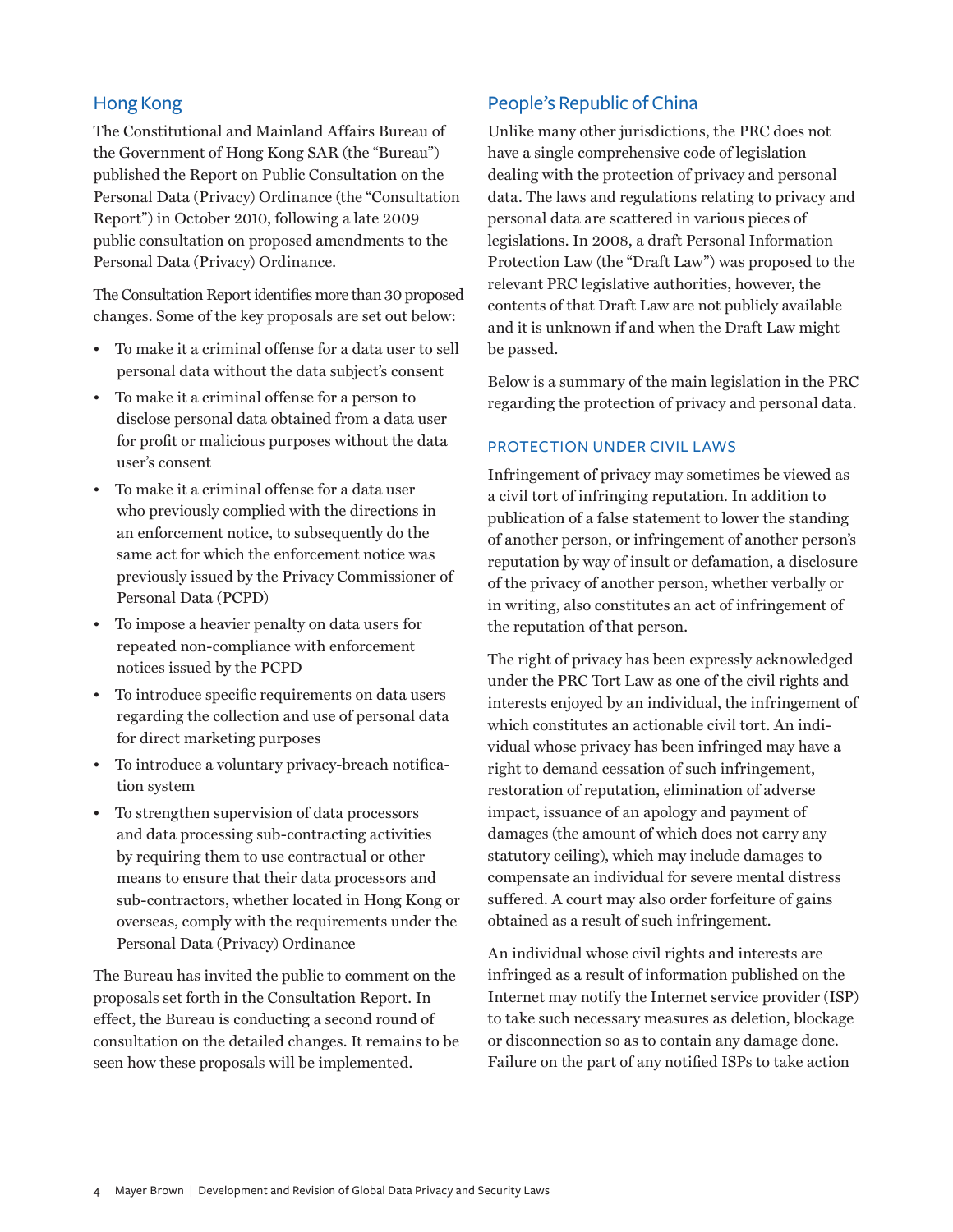## Hong Kong

The Constitutional and Mainland Affairs Bureau of the Government of Hong Kong SAR (the "Bureau") published the Report on Public Consultation on the Personal Data (Privacy) Ordinance (the "Consultation Report") in October 2010, following a late 2009 public consultation on proposed amendments to the Personal Data (Privacy) Ordinance.

The Consultation Report identifies more than 30 proposed changes. Some of the key proposals are set out below:

- To make it a criminal offense for a data user to sell personal data without the data subject's consent
- To make it a criminal offense for a person to disclose personal data obtained from a data user for profit or malicious purposes without the data user's consent
- To make it a criminal offense for a data user who previously complied with the directions in an enforcement notice, to subsequently do the same act for which the enforcement notice was previously issued by the Privacy Commissioner of Personal Data (PCPD)
- To impose a heavier penalty on data users for repeated non-compliance with enforcement notices issued by the PCPD
- To introduce specific requirements on data users regarding the collection and use of personal data for direct marketing purposes
- To introduce a voluntary privacy-breach notification system
- To strengthen supervision of data processors and data processing sub-contracting activities by requiring them to use contractual or other means to ensure that their data processors and sub-contractors, whether located in Hong Kong or overseas, comply with the requirements under the Personal Data (Privacy) Ordinance

The Bureau has invited the public to comment on the proposals set forth in the Consultation Report. In effect, the Bureau is conducting a second round of consultation on the detailed changes. It remains to be seen how these proposals will be implemented.

## People's Republic of China

Unlike many other jurisdictions, the PRC does not have a single comprehensive code of legislation dealing with the protection of privacy and personal data. The laws and regulations relating to privacy and personal data are scattered in various pieces of legislations. In 2008, a draft Personal Information Protection Law (the "Draft Law") was proposed to the relevant PRC legislative authorities, however, the contents of that Draft Law are not publicly available and it is unknown if and when the Draft Law might be passed.

Below is a summary of the main legislation in the PRC regarding the protection of privacy and personal data.

### PROTECTION UNDER CIVIL LAWS

Infringement of privacy may sometimes be viewed as a civil tort of infringing reputation. In addition to publication of a false statement to lower the standing of another person, or infringement of another person's reputation by way of insult or defamation, a disclosure of the privacy of another person, whether verbally or in writing, also constitutes an act of infringement of the reputation of that person.

The right of privacy has been expressly acknowledged under the PRC Tort Law as one of the civil rights and interests enjoyed by an individual, the infringement of which constitutes an actionable civil tort. An individual whose privacy has been infringed may have a right to demand cessation of such infringement, restoration of reputation, elimination of adverse impact, issuance of an apology and payment of damages (the amount of which does not carry any statutory ceiling), which may include damages to compensate an individual for severe mental distress suffered. A court may also order forfeiture of gains obtained as a result of such infringement.

An individual whose civil rights and interests are infringed as a result of information published on the Internet may notify the Internet service provider (ISP) to take such necessary measures as deletion, blockage or disconnection so as to contain any damage done. Failure on the part of any notified ISPs to take action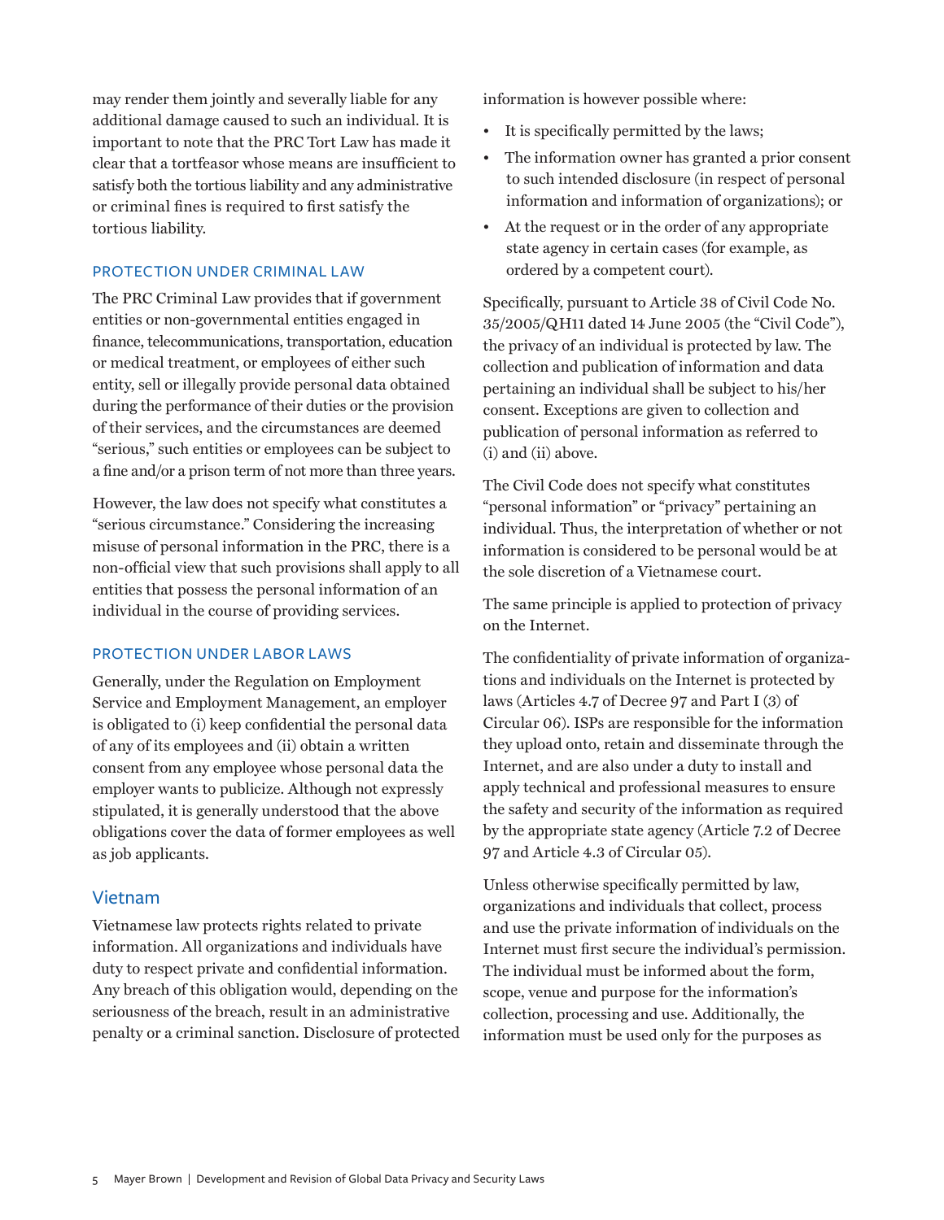may render them jointly and severally liable for any additional damage caused to such an individual. It is important to note that the PRC Tort Law has made it clear that a tortfeasor whose means are insufficient to satisfy both the tortious liability and any administrative or criminal fines is required to first satisfy the tortious liability.

### PROTECTION UNDER CRIMINAL LAW

The PRC Criminal Law provides that if government entities or non-governmental entities engaged in finance, telecommunications, transportation, education or medical treatment, or employees of either such entity, sell or illegally provide personal data obtained during the performance of their duties or the provision of their services, and the circumstances are deemed "serious," such entities or employees can be subject to a fine and/or a prison term of not more than three years.

However, the law does not specify what constitutes a "serious circumstance." Considering the increasing misuse of personal information in the PRC, there is a non-official view that such provisions shall apply to all entities that possess the personal information of an individual in the course of providing services.

### PROTECTION UNDER LABOR LAWS

Generally, under the Regulation on Employment Service and Employment Management, an employer is obligated to (i) keep confidential the personal data of any of its employees and (ii) obtain a written consent from any employee whose personal data the employer wants to publicize. Although not expressly stipulated, it is generally understood that the above obligations cover the data of former employees as well as job applicants.

## Vietnam

Vietnamese law protects rights related to private information. All organizations and individuals have duty to respect private and confidential information. Any breach of this obligation would, depending on the seriousness of the breach, result in an administrative penalty or a criminal sanction. Disclosure of protected information is however possible where:

- It is specifically permitted by the laws;
- The information owner has granted a prior consent to such intended disclosure (in respect of personal information and information of organizations); or
- At the request or in the order of any appropriate state agency in certain cases (for example, as ordered by a competent court).

Specifically, pursuant to Article 38 of Civil Code No. 35/2005/QH11 dated 14 June 2005 (the "Civil Code"), the privacy of an individual is protected by law. The collection and publication of information and data pertaining an individual shall be subject to his/her consent. Exceptions are given to collection and publication of personal information as referred to (i) and (ii) above.

The Civil Code does not specify what constitutes "personal information" or "privacy" pertaining an individual. Thus, the interpretation of whether or not information is considered to be personal would be at the sole discretion of a Vietnamese court.

The same principle is applied to protection of privacy on the Internet.

The confidentiality of private information of organizations and individuals on the Internet is protected by laws (Articles 4.7 of Decree 97 and Part I (3) of Circular 06). ISPs are responsible for the information they upload onto, retain and disseminate through the Internet, and are also under a duty to install and apply technical and professional measures to ensure the safety and security of the information as required by the appropriate state agency (Article 7.2 of Decree 97 and Article 4.3 of Circular 05).

Unless otherwise specifically permitted by law, organizations and individuals that collect, process and use the private information of individuals on the Internet must first secure the individual's permission. The individual must be informed about the form, scope, venue and purpose for the information's collection, processing and use. Additionally, the information must be used only for the purposes as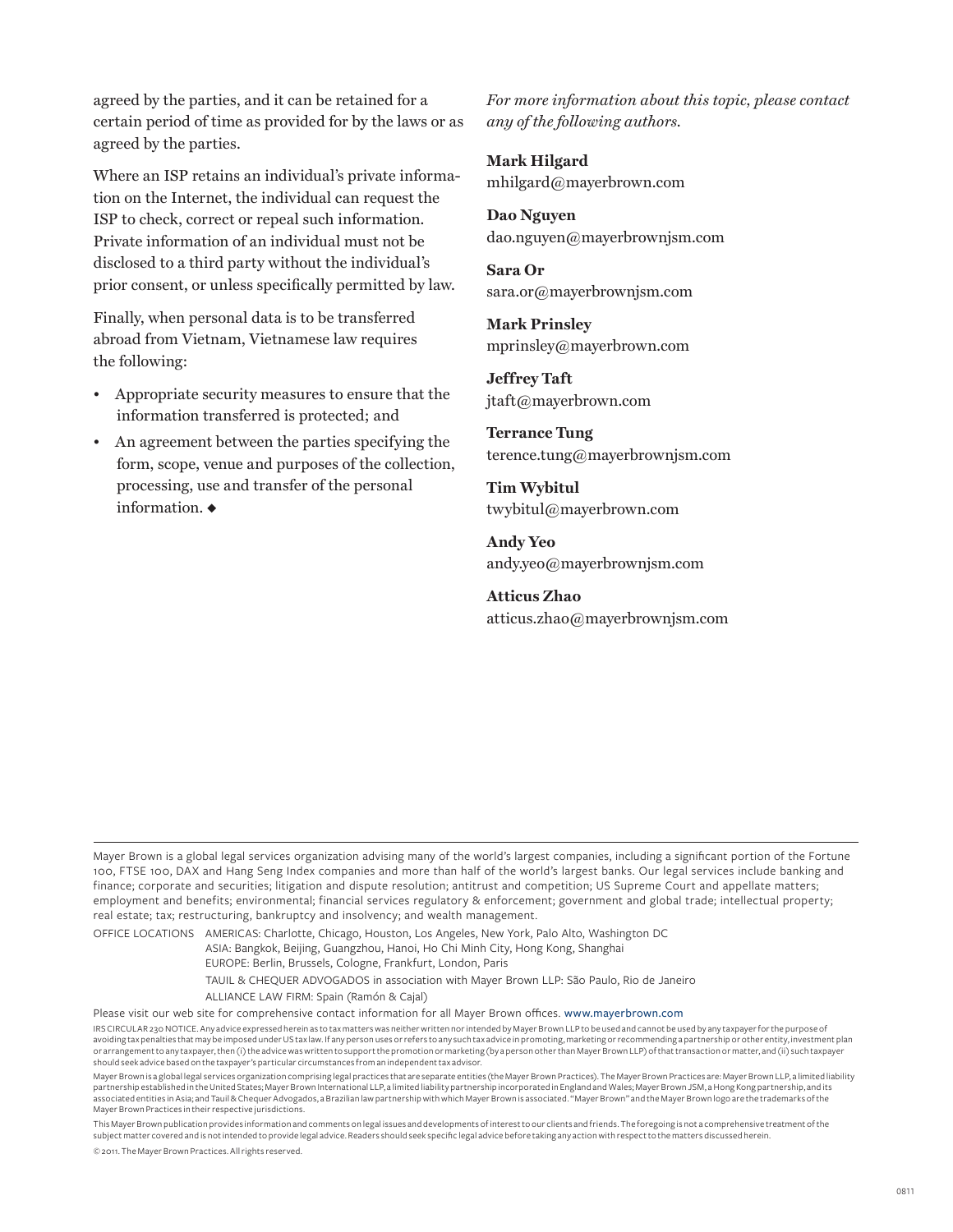agreed by the parties, and it can be retained for a certain period of time as provided for by the laws or as agreed by the parties.

Where an ISP retains an individual's private information on the Internet, the individual can request the ISP to check, correct or repeal such information. Private information of an individual must not be disclosed to a third party without the individual's prior consent, or unless specifically permitted by law.

Finally, when personal data is to be transferred abroad from Vietnam, Vietnamese law requires the following:

- Appropriate security measures to ensure that the information transferred is protected; and
- An agreement between the parties specifying the form, scope, venue and purposes of the collection, processing, use and transfer of the personal information. ◆

*For more information about this topic, please contact any of the following authors.*

**Mark Hilgard**
mhilgard@mayerbrown.com

**Dao Nguyen**
dao.nguyen@mayerbrownjsm.com

**Sara Or**
sara.or@mayerbrownjsm.com

**Mark Prinsley**
mprinsley@mayerbrown.com

**Jeffrey Taft**
jtaft@mayerbrown.com

**Terrance Tung**
terence.tung@mayerbrownjsm.com

**Tim Wybitul**
twybitul@mayerbrown.com

**Andy Yeo**
andy.yeo@mayerbrownjsm.com

**Atticus Zhao**
atticus.zhao@mayerbrownjsm.com

---

Mayer Brown is a global legal services organization advising many of the world's largest companies, including a significant portion of the Fortune 100, FTSE 100, DAX and Hang Seng Index companies and more than half of the world's largest banks. Our legal services include banking and finance; corporate and securities; litigation and dispute resolution; antitrust and competition; US Supreme Court and appellate matters; employment and benefits; environmental; financial services regulatory & enforcement; government and global trade; intellectual property; real estate; tax; restructuring, bankruptcy and insolvency; and wealth management.

OFFICE LOCATIONS AMERICAS: Charlotte, Chicago, Houston, Los Angeles, New York, Palo Alto, Washington DC
ASIA: Bangkok, Beijing, Guangzhou, Hanoi, Ho Chi Minh City, Hong Kong, Shanghai
EUROPE: Berlin, Brussels, Cologne, Frankfurt, London, Paris
TAUIL & CHEQUER ADVOGADOS in association with Mayer Brown LLP: São Paulo, Rio de Janeiro
ALLIANCE LAW FIRM: Spain (Ramón & Cajal)

Please visit our web site for comprehensive contact information for all Mayer Brown offices. www.mayerbrown.com

IRS CIRCULAR 230 NOTICE. Any advice expressed herein as to tax matters was neither written nor intended by Mayer Brown LLP to be used and cannot be used by any taxpayer for the purpose of avoiding tax penalties that may be imposed under US tax law. If any person uses or refers to any such tax advice in promoting, marketing or recommending a partnership or other entity, investment plan or arrangement to any taxpayer, then (i) the advice was written to support the promotion or marketing (by a person other than Mayer Brown LLP) of that transaction or matter, and (ii) such taxpayer should seek advice based on the taxpayer's particular circumstances from an independent tax advisor.

Mayer Brown is a global legal services organization comprising legal practices that are separate entities (the Mayer Brown Practices). The Mayer Brown Practices are: Mayer Brown LLP, a limited liability partnership established in the United States; Mayer Brown International LLP, a limited liability partnership incorporated in England and Wales; Mayer Brown JSM, a Hong Kong partnership, and its associated entities in Asia; and Tauil & Chequer Advogados, a Brazilian law partnership with which Mayer Brown is associated. "Mayer Brown" and the Mayer Brown logo are the trademarks of the Mayer Brown Practices in their respective jurisdictions.

This Mayer Brown publication provides information and comments on legal issues and developments of interest to our clients and friends. The foregoing is not a comprehensive treatment of the subject matter covered and is not intended to provide legal advice. Readers should seek specific legal advice before taking any action with respect to the matters discussed herein.

© 2011. The Mayer Brown Practices. All rights reserved.

0811